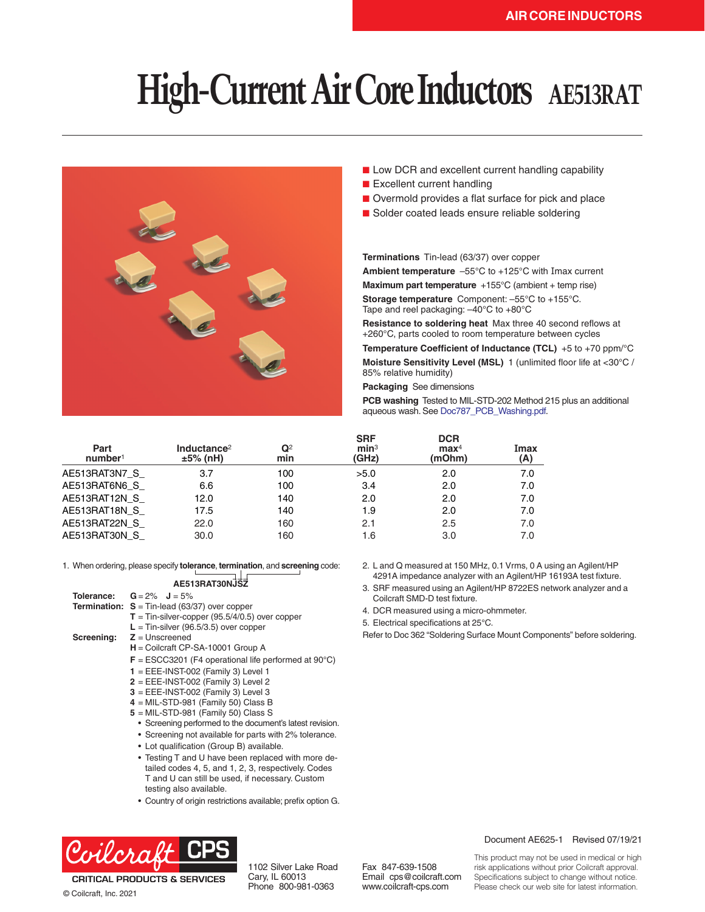AIR CORE INDUCTORS

# High-Current Air Core Inductors AE513RAT

- Low DCR and excellent current handling capability
- Excellent current handling
- Overmold provides a flat surface for pick and place
- Solder coated leads ensure reliable soldering

**Terminations** Tin-lead (63/37) over copper

**Ambient temperature** –55°C to +125°C with Imax current

**Maximum part temperature** +155°C (ambient + temp rise)

**Storage temperature** Component: –55°C to +155°C. Tape and reel packaging: –40°C to +80°C

**Resistance to soldering heat** Max three 40 second reflows at +260°C, parts cooled to room temperature between cycles

**Temperature Coefficient of Inductance (TCL)** +5 to +70 ppm/°C

**Moisture Sensitivity Level (MSL)** 1 (unlimited floor life at <30°C / 85% relative humidity)

**Packaging** See dimensions

**PCB washing** Tested to MIL-STD-202 Method 215 plus an additional aqueous wash. See Doc787_PCB_Washing.pdf.

| Part number[1] | Inductance[2] ±5% (nH) | Q[2] min | SRF min[3] (GHz) | DCR max[4] (mOhm) | Imax (A) |
|---|---|---|---|---|---|
| AE513RAT3N7_S_ | 3.7 | 100 | >5.0 | 2.0 | 7.0 |
| AE513RAT6N6_S_ | 6.6 | 100 | 3.4 | 2.0 | 7.0 |
| AE513RAT12N_S_ | 12.0 | 140 | 2.0 | 2.0 | 7.0 |
| AE513RAT18N_S_ | 17.5 | 140 | 1.9 | 2.0 | 7.0 |
| AE513RAT22N_S_ | 22.0 | 160 | 2.1 | 2.5 | 7.0 |
| AE513RAT30N_S_ | 30.0 | 160 | 1.6 | 3.0 | 7.0 |

1. When ordering, please specify **tolerance**, **termination**, and **screening** code:

   **AE513RAT30NJSZ**

   **Tolerance:** **G** = 2% **J** = 5%

   **Termination:** **S** = Tin-lead (63/37) over copper
   **T** = Tin-silver-copper (95.5/4/0.5) over copper
   **L** = Tin-silver (96.5/3.5) over copper

   **Screening:** **Z** = Unscreened
   **H** = Coilcraft CP-SA-10001 Group A
   **F** = ESCC3201 (F4 operational life performed at 90°C)
   **1** = EEE-INST-002 (Family 3) Level 1
   **2** = EEE-INST-002 (Family 3) Level 2
   **3** = EEE-INST-002 (Family 3) Level 3
   **4** = MIL-STD-981 (Family 50) Class B
   **5** = MIL-STD-981 (Family 50) Class S

   - Screening performed to the document's latest revision.
   - Screening not available for parts with 2% tolerance.
   - Lot qualification (Group B) available.
   - Testing T and U have been replaced with more detailed codes 4, 5, and 1, 2, 3, respectively. Codes T and U can still be used, if necessary. Custom testing also available.
   - Country of origin restrictions available; prefix option G.

2. L and Q measured at 150 MHz, 0.1 Vrms, 0 A using an Agilent/HP 4291A impedance analyzer with an Agilent/HP 16193A test fixture.
3. SRF measured using an Agilent/HP 8722ES network analyzer and a Coilcraft SMD-D test fixture.
4. DCR measured using a micro-ohmmeter.
5. Electrical specifications at 25°C.

Refer to Doc 362 "Soldering Surface Mount Components" before soldering.

Coilcraft CPS
CRITICAL PRODUCTS & SERVICES
© Coilcraft, Inc. 2021

1102 Silver Lake Road
Cary, IL 60013
Phone 800-981-0363

Fax 847-639-1508
Email cps@coilcraft.com
www.coilcraft-cps.com

Document AE625-1 Revised 07/19/21

This product may not be used in medical or high risk applications without prior Coilcraft approval. Specifications subject to change without notice. Please check our web site for latest information.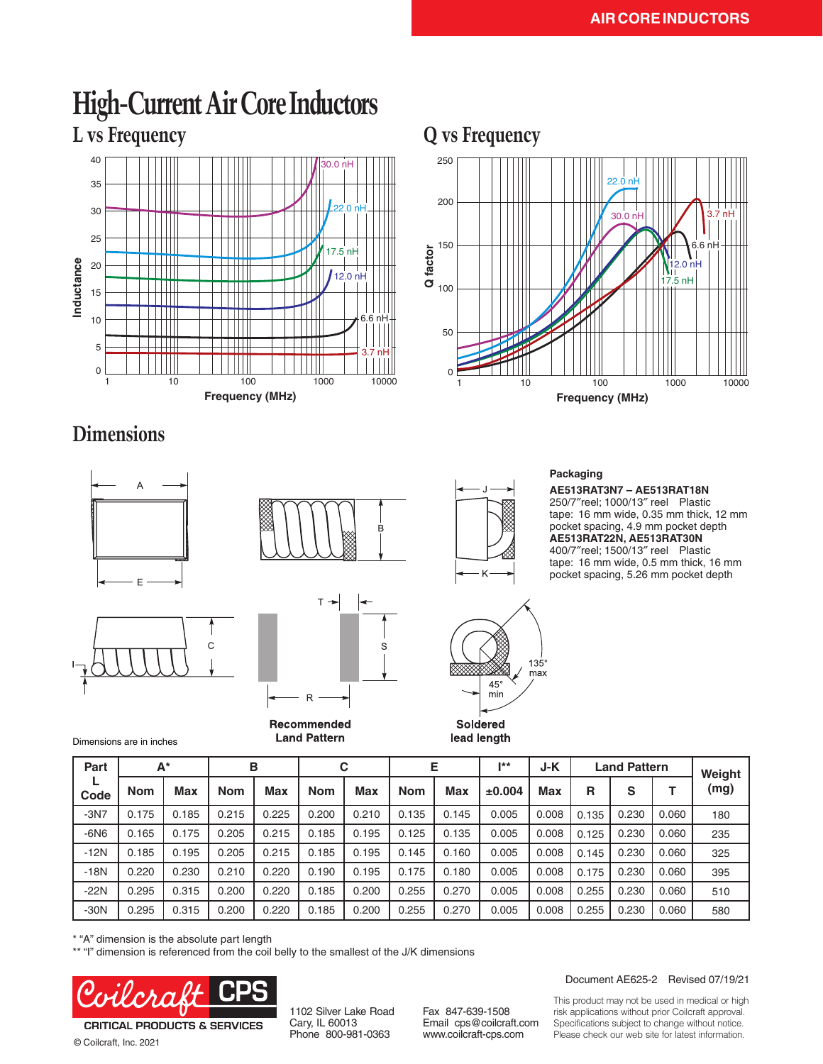# High-Current Air Core Inductors

## L vs Frequency

Inductance

40
35
30
25
20
15
10
5
0

1 10 100 1000 10000

Frequency (MHz)

30.0 nH
22.0 nH
17.5 nH
12.0 nH
6.6 nH
3.7 nH

## Q vs Frequency

Q factor

250
200
150
100
50
0

1 10 100 1000 10000

Frequency (MHz)

22.0 nH
30.0 nH
3.7 nH
6.6 nH
12.0 nH
17.5 nH

## Dimensions

A, E, B, J, K, C, I, T, S, R

135° max

45° min

Recommended Land Pattern

Soldered lead length

**Packaging**

**AE513RAT3N7 – AE513RAT18N**
250/7″reel; 1000/13″ reel Plastic tape: 16 mm wide, 0.35 mm thick, 12 mm pocket spacing, 4.9 mm pocket depth

**AE513RAT22N, AE513RAT30N**
400/7″reel; 1500/13″ reel Plastic tape: 16 mm wide, 0.5 mm thick, 16 mm pocket spacing, 5.26 mm pocket depth

Dimensions are in inches

| Part L Code | A* | | B | | C | | E | | I** | J-K | Land Pattern | | | Weight (mg) |
|---|---|---|---|---|---|---|---|---|---|---|---|---|---|---|
| | Nom | Max | Nom | Max | Nom | Max | Nom | Max | ±0.004 | Max | R | S | T | |
| -3N7 | 0.175 | 0.185 | 0.215 | 0.225 | 0.200 | 0.210 | 0.135 | 0.145 | 0.005 | 0.008 | 0.135 | 0.230 | 0.060 | 180 |
| -6N6 | 0.165 | 0.175 | 0.205 | 0.215 | 0.185 | 0.195 | 0.125 | 0.135 | 0.005 | 0.008 | 0.125 | 0.230 | 0.060 | 235 |
| -12N | 0.185 | 0.195 | 0.205 | 0.215 | 0.185 | 0.195 | 0.145 | 0.160 | 0.005 | 0.008 | 0.145 | 0.230 | 0.060 | 325 |
| -18N | 0.220 | 0.230 | 0.210 | 0.220 | 0.190 | 0.195 | 0.175 | 0.180 | 0.005 | 0.008 | 0.175 | 0.230 | 0.060 | 395 |
| -22N | 0.295 | 0.315 | 0.200 | 0.220 | 0.185 | 0.200 | 0.255 | 0.270 | 0.005 | 0.008 | 0.255 | 0.230 | 0.060 | 510 |
| -30N | 0.295 | 0.315 | 0.200 | 0.220 | 0.185 | 0.200 | 0.255 | 0.270 | 0.005 | 0.008 | 0.255 | 0.230 | 0.060 | 580 |

* "A" dimension is the absolute part length
** "I" dimension is referenced from the coil belly to the smallest of the J/K dimensions

Document AE625-2 Revised 07/19/21

Coilcraft CPS
CRITICAL PRODUCTS & SERVICES
© Coilcraft, Inc. 2021

1102 Silver Lake Road
Cary, IL 60013
Phone 800-981-0363

Fax 847-639-1508
Email cps@coilcraft.com
www.coilcraft-cps.com

This product may not be used in medical or high risk applications without prior Coilcraft approval. Specifications subject to change without notice. Please check our web site for latest information.